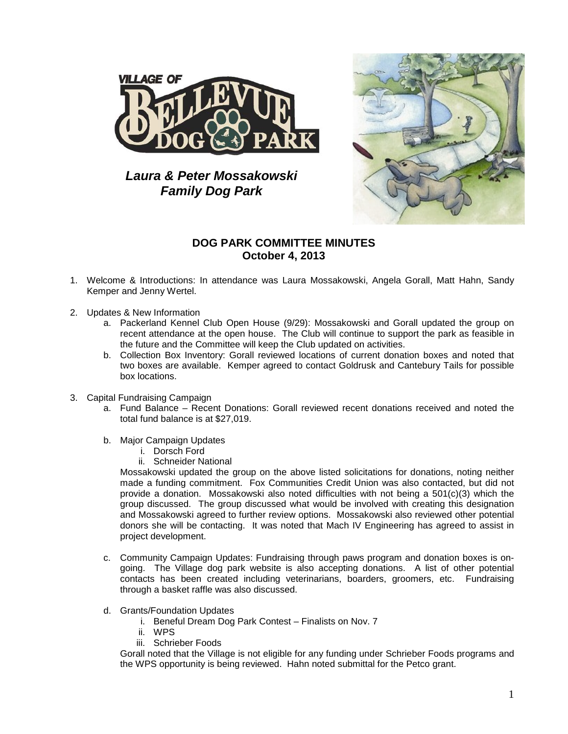**Laura & Peter Mossakowski Family Dog Park**

## DOG PARK COMMITTEE MINUTES
## October 4, 2013

1. Welcome & Introductions: In attendance was Laura Mossakowski, Angela Gorall, Matt Hahn, Sandy Kemper and Jenny Wertel.

2. Updates & New Information
   a. Packerland Kennel Club Open House (9/29): Mossakowski and Gorall updated the group on recent attendance at the open house. The Club will continue to support the park as feasible in the future and the Committee will keep the Club updated on activities.
   b. Collection Box Inventory: Gorall reviewed locations of current donation boxes and noted that two boxes are available. Kemper agreed to contact Goldrusk and Cantebury Tails for possible box locations.

3. Capital Fundraising Campaign
   a. Fund Balance – Recent Donations: Gorall reviewed recent donations received and noted the total fund balance is at $27,019.

   b. Major Campaign Updates
      i. Dorsch Ford
      ii. Schneider National

   Mossakowski updated the group on the above listed solicitations for donations, noting neither made a funding commitment. Fox Communities Credit Union was also contacted, but did not provide a donation. Mossakowski also noted difficulties with not being a 501(c)(3) which the group discussed. The group discussed what would be involved with creating this designation and Mossakowski agreed to further review options. Mossakowski also reviewed other potential donors she will be contacting. It was noted that Mach IV Engineering has agreed to assist in project development.

   c. Community Campaign Updates: Fundraising through paws program and donation boxes is on-going. The Village dog park website is also accepting donations. A list of other potential contacts has been created including veterinarians, boarders, groomers, etc. Fundraising through a basket raffle was also discussed.

   d. Grants/Foundation Updates
      i. Beneful Dream Dog Park Contest – Finalists on Nov. 7
      ii. WPS
      iii. Schrieber Foods

   Gorall noted that the Village is not eligible for any funding under Schrieber Foods programs and the WPS opportunity is being reviewed. Hahn noted submittal for the Petco grant.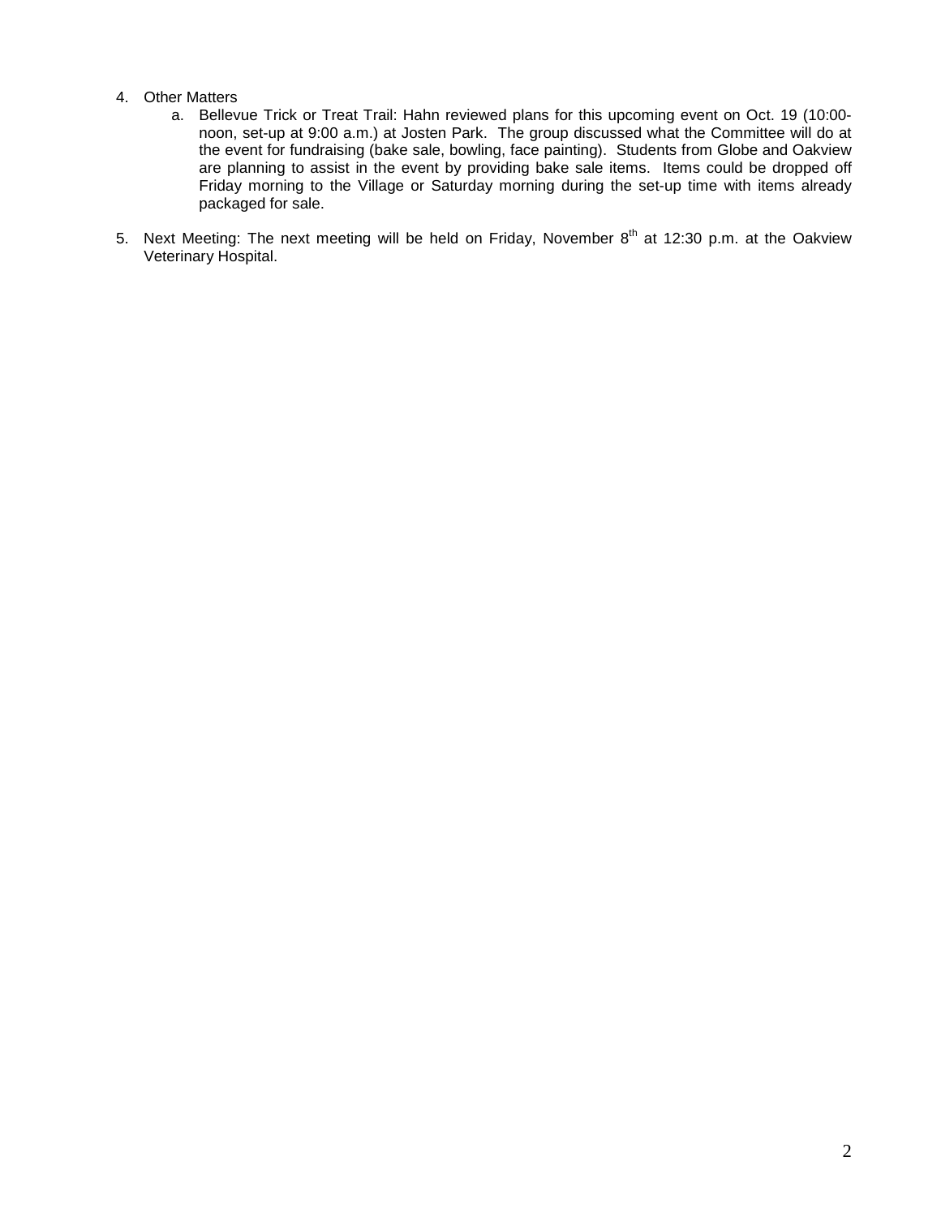4. Other Matters
    a. Bellevue Trick or Treat Trail: Hahn reviewed plans for this upcoming event on Oct. 19 (10:00-noon, set-up at 9:00 a.m.) at Josten Park. The group discussed what the Committee will do at the event for fundraising (bake sale, bowling, face painting). Students from Globe and Oakview are planning to assist in the event by providing bake sale items. Items could be dropped off Friday morning to the Village or Saturday morning during the set-up time with items already packaged for sale.

5. Next Meeting: The next meeting will be held on Friday, November 8th at 12:30 p.m. at the Oakview Veterinary Hospital.